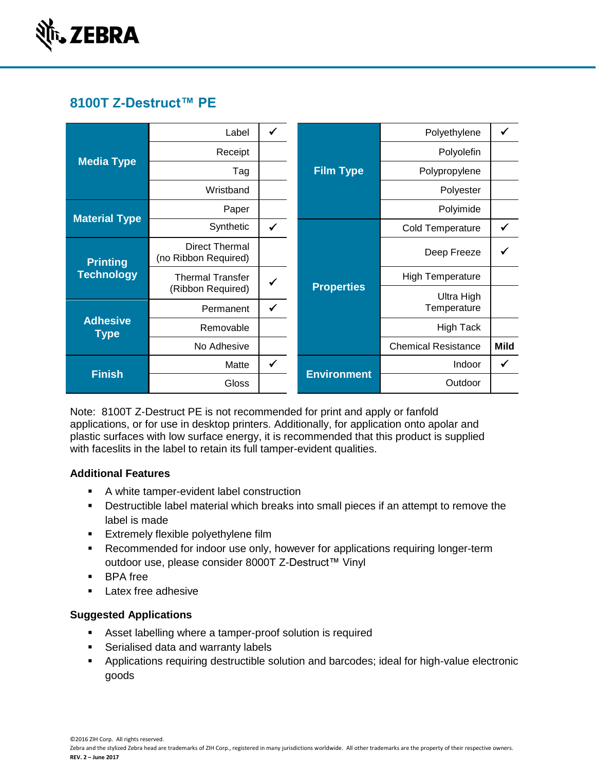ZEBRA

# 8100T Z-Destruct™ PE

| Category | Option | |
|---|---|---|
| Media Type | Label | ✓ |
| | Receipt | |
| | Tag | |
| | Wristband | |
| Material Type | Paper | |
| | Synthetic | ✓ |
| Printing Technology | Direct Thermal (no Ribbon Required) | |
| | Thermal Transfer (Ribbon Required) | ✓ |
| Adhesive Type | Permanent | ✓ |
| | Removable | |
| | No Adhesive | |
| Finish | Matte | ✓ |
| | Gloss | |

| Category | Option | |
|---|---|---|
| Film Type | Polyethylene | ✓ |
| | Polyolefin | |
| | Polypropylene | |
| | Polyester | |
| | Polyimide | |
| Properties | Cold Temperature | ✓ |
| | Deep Freeze | ✓ |
| | High Temperature | |
| | Ultra High Temperature | |
| | High Tack | |
| | Chemical Resistance | **Mild** |
| Environment | Indoor | ✓ |
| | Outdoor | |

Note: 8100T Z-Destruct PE is not recommended for print and apply or fanfold applications, or for use in desktop printers. Additionally, for application onto apolar and plastic surfaces with low surface energy, it is recommended that this product is supplied with faceslits in the label to retain its full tamper-evident qualities.

### Additional Features

- A white tamper-evident label construction
- Destructible label material which breaks into small pieces if an attempt to remove the label is made
- Extremely flexible polyethylene film
- Recommended for indoor use only, however for applications requiring longer-term outdoor use, please consider 8000T Z-Destruct™ Vinyl
- BPA free
- Latex free adhesive

### Suggested Applications

- Asset labelling where a tamper-proof solution is required
- Serialised data and warranty labels
- Applications requiring destructible solution and barcodes; ideal for high-value electronic goods

©2016 ZIH Corp. All rights reserved.
Zebra and the stylized Zebra head are trademarks of ZIH Corp., registered in many jurisdictions worldwide. All other trademarks are the property of their respective owners.
**REV. 2 – June 2017**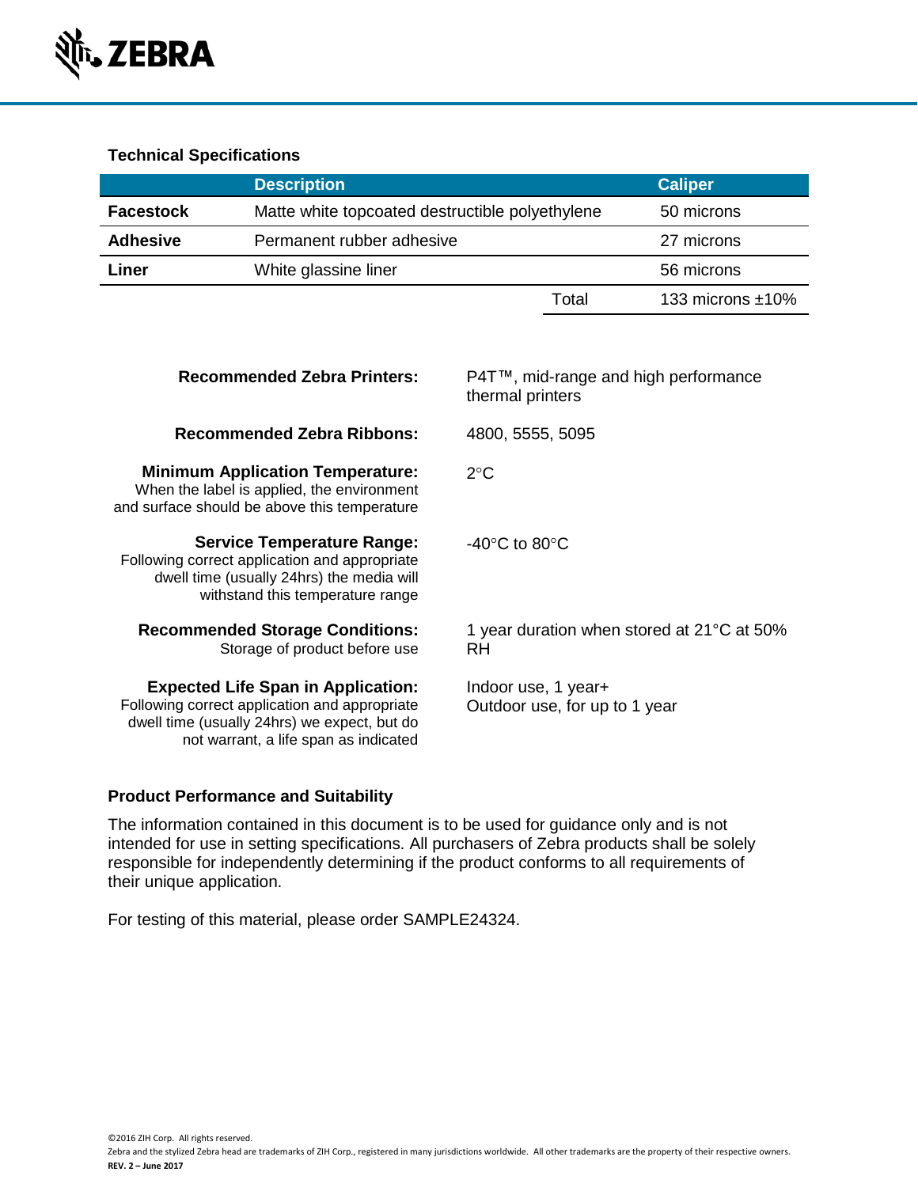### Technical Specifications

| | Description | | Caliper |
|---|---|---|---|
| **Facestock** | Matte white topcoated destructible polyethylene | | 50 microns |
| **Adhesive** | Permanent rubber adhesive | | 27 microns |
| **Liner** | White glassine liner | | 56 microns |
| | | Total | 133 microns ±10% |

| | |
|---|---|
| **Recommended Zebra Printers:** | P4T™, mid-range and high performance thermal printers |
| **Recommended Zebra Ribbons:** | 4800, 5555, 5095 |
| **Minimum Application Temperature:** When the label is applied, the environment and surface should be above this temperature | 2°C |
| **Service Temperature Range:** Following correct application and appropriate dwell time (usually 24hrs) the media will withstand this temperature range | -40°C to 80°C |
| **Recommended Storage Conditions:** Storage of product before use | 1 year duration when stored at 21°C at 50% RH |
| **Expected Life Span in Application:** Following correct application and appropriate dwell time (usually 24hrs) we expect, but do not warrant, a life span as indicated | Indoor use, 1 year+<br>Outdoor use, for up to 1 year |

### Product Performance and Suitability

The information contained in this document is to be used for guidance only and is not intended for use in setting specifications. All purchasers of Zebra products shall be solely responsible for independently determining if the product conforms to all requirements of their unique application.

For testing of this material, please order SAMPLE24324.

©2016 ZIH Corp. All rights reserved.
Zebra and the stylized Zebra head are trademarks of ZIH Corp., registered in many jurisdictions worldwide. All other trademarks are the property of their respective owners.
**REV. 2 – June 2017**